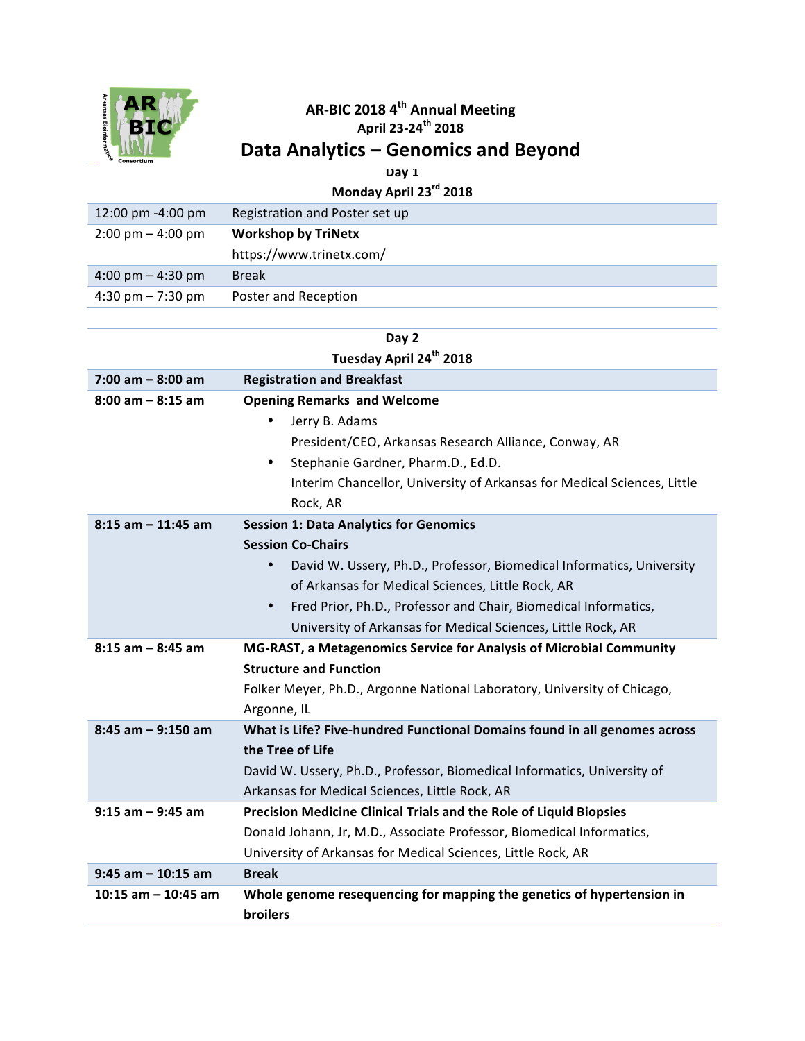# AR-BIC 2018 4th Annual Meeting

**April 23-24th 2018**

## Data Analytics – Genomics and Beyond

### Day 1

### Monday April 23rd 2018

| | |
|---|---|
| 12:00 pm -4:00 pm | Registration and Poster set up |
| 2:00 pm – 4:00 pm | **Workshop by TriNetx**<br>https://www.trinetx.com/ |
| 4:00 pm – 4:30 pm | Break |
| 4:30 pm – 7:30 pm | Poster and Reception |

### Day 2

### Tuesday April 24th 2018

| | |
|---|---|
| **7:00 am – 8:00 am** | **Registration and Breakfast** |
| **8:00 am – 8:15 am** | **Opening Remarks and Welcome**<br>• Jerry B. Adams<br>President/CEO, Arkansas Research Alliance, Conway, AR<br>• Stephanie Gardner, Pharm.D., Ed.D.<br>Interim Chancellor, University of Arkansas for Medical Sciences, Little Rock, AR |
| **8:15 am – 11:45 am** | **Session 1: Data Analytics for Genomics**<br>**Session Co-Chairs**<br>• David W. Ussery, Ph.D., Professor, Biomedical Informatics, University of Arkansas for Medical Sciences, Little Rock, AR<br>• Fred Prior, Ph.D., Professor and Chair, Biomedical Informatics, University of Arkansas for Medical Sciences, Little Rock, AR |
| **8:15 am – 8:45 am** | **MG-RAST, a Metagenomics Service for Analysis of Microbial Community Structure and Function**<br>Folker Meyer, Ph.D., Argonne National Laboratory, University of Chicago, Argonne, IL |
| **8:45 am – 9:150 am** | **What is Life? Five-hundred Functional Domains found in all genomes across the Tree of Life**<br>David W. Ussery, Ph.D., Professor, Biomedical Informatics, University of Arkansas for Medical Sciences, Little Rock, AR |
| **9:15 am – 9:45 am** | **Precision Medicine Clinical Trials and the Role of Liquid Biopsies**<br>Donald Johann, Jr, M.D., Associate Professor, Biomedical Informatics, University of Arkansas for Medical Sciences, Little Rock, AR |
| **9:45 am – 10:15 am** | **Break** |
| **10:15 am – 10:45 am** | **Whole genome resequencing for mapping the genetics of hypertension in broilers** |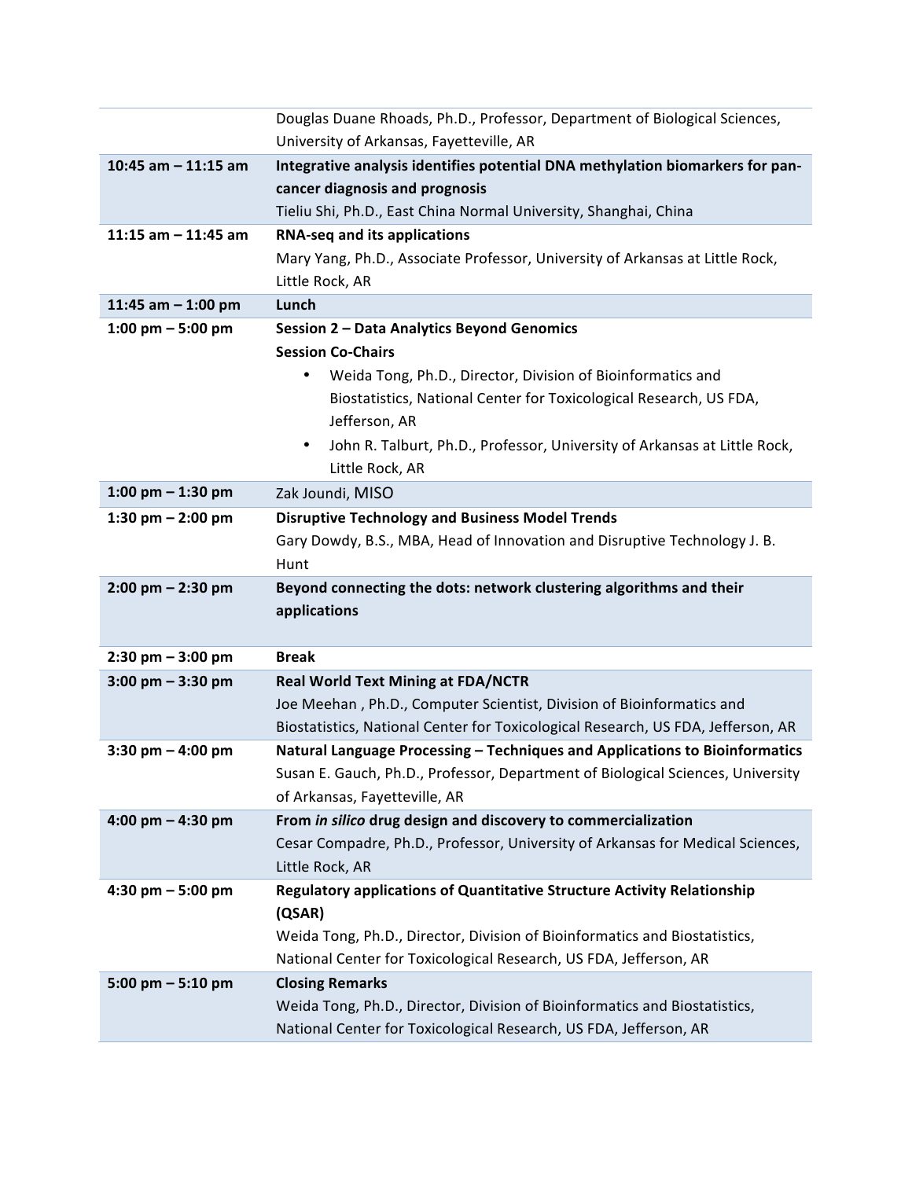| | |
|---|---|
| | Douglas Duane Rhoads, Ph.D., Professor, Department of Biological Sciences, University of Arkansas, Fayetteville, AR |
| **10:45 am – 11:15 am** | **Integrative analysis identifies potential DNA methylation biomarkers for pan-cancer diagnosis and prognosis**<br>Tieliu Shi, Ph.D., East China Normal University, Shanghai, China |
| **11:15 am – 11:45 am** | **RNA-seq and its applications**<br>Mary Yang, Ph.D., Associate Professor, University of Arkansas at Little Rock, Little Rock, AR |
| **11:45 am – 1:00 pm** | **Lunch** |
| **1:00 pm – 5:00 pm** | **Session 2 – Data Analytics Beyond Genomics**<br>**Session Co-Chairs**<br>• Weida Tong, Ph.D., Director, Division of Bioinformatics and Biostatistics, National Center for Toxicological Research, US FDA, Jefferson, AR<br>• John R. Talburt, Ph.D., Professor, University of Arkansas at Little Rock, Little Rock, AR |
| **1:00 pm – 1:30 pm** | Zak Joundi, MISO |
| **1:30 pm – 2:00 pm** | **Disruptive Technology and Business Model Trends**<br>Gary Dowdy, B.S., MBA, Head of Innovation and Disruptive Technology J. B. Hunt |
| **2:00 pm – 2:30 pm** | **Beyond connecting the dots: network clustering algorithms and their applications** |
| **2:30 pm – 3:00 pm** | **Break** |
| **3:00 pm – 3:30 pm** | **Real World Text Mining at FDA/NCTR**<br>Joe Meehan , Ph.D., Computer Scientist, Division of Bioinformatics and Biostatistics, National Center for Toxicological Research, US FDA, Jefferson, AR |
| **3:30 pm – 4:00 pm** | **Natural Language Processing – Techniques and Applications to Bioinformatics**<br>Susan E. Gauch, Ph.D., Professor, Department of Biological Sciences, University of Arkansas, Fayetteville, AR |
| **4:00 pm – 4:30 pm** | **From *in silico* drug design and discovery to commercialization**<br>Cesar Compadre, Ph.D., Professor, University of Arkansas for Medical Sciences, Little Rock, AR |
| **4:30 pm – 5:00 pm** | **Regulatory applications of Quantitative Structure Activity Relationship (QSAR)**<br>Weida Tong, Ph.D., Director, Division of Bioinformatics and Biostatistics, National Center for Toxicological Research, US FDA, Jefferson, AR |
| **5:00 pm – 5:10 pm** | **Closing Remarks**<br>Weida Tong, Ph.D., Director, Division of Bioinformatics and Biostatistics, National Center for Toxicological Research, US FDA, Jefferson, AR |